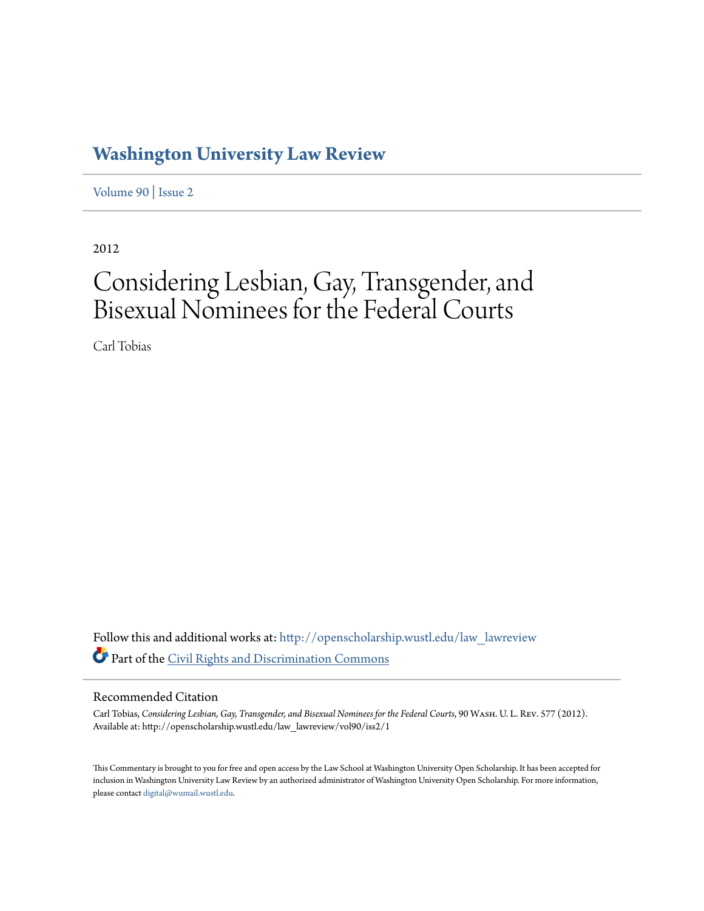# Washington University Law Review

Volume 90 | Issue 2

2012

# Considering Lesbian, Gay, Transgender, and Bisexual Nominees for the Federal Courts

Carl Tobias

Follow this and additional works at: http://openscholarship.wustl.edu/law_lawreview

Part of the Civil Rights and Discrimination Commons

## Recommended Citation

Carl Tobias, *Considering Lesbian, Gay, Transgender, and Bisexual Nominees for the Federal Courts*, 90 Wash. U. L. Rev. 577 (2012).
Available at: http://openscholarship.wustl.edu/law_lawreview/vol90/iss2/1

This Commentary is brought to you for free and open access by the Law School at Washington University Open Scholarship. It has been accepted for inclusion in Washington University Law Review by an authorized administrator of Washington University Open Scholarship. For more information, please contact digital@wumail.wustl.edu.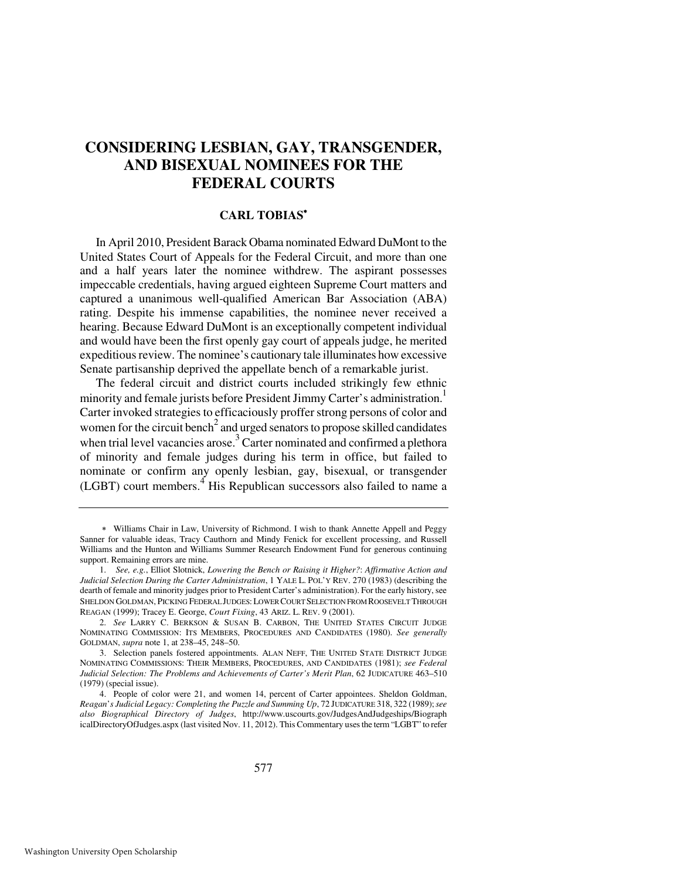# CONSIDERING LESBIAN, GAY, TRANSGENDER, AND BISEXUAL NOMINEES FOR THE FEDERAL COURTS

## CARL TOBIAS*

In April 2010, President Barack Obama nominated Edward DuMont to the United States Court of Appeals for the Federal Circuit, and more than one and a half years later the nominee withdrew. The aspirant possesses impeccable credentials, having argued eighteen Supreme Court matters and captured a unanimous well-qualified American Bar Association (ABA) rating. Despite his immense capabilities, the nominee never received a hearing. Because Edward DuMont is an exceptionally competent individual and would have been the first openly gay court of appeals judge, he merited expeditious review. The nominee's cautionary tale illuminates how excessive Senate partisanship deprived the appellate bench of a remarkable jurist.

The federal circuit and district courts included strikingly few ethnic minority and female jurists before President Jimmy Carter's administration.[1] Carter invoked strategies to efficaciously proffer strong persons of color and women for the circuit bench[2] and urged senators to propose skilled candidates when trial level vacancies arose.[3] Carter nominated and confirmed a plethora of minority and female judges during his term in office, but failed to nominate or confirm any openly lesbian, gay, bisexual, or transgender (LGBT) court members.[4] His Republican successors also failed to name a

---

\* Williams Chair in Law, University of Richmond. I wish to thank Annette Appell and Peggy Sanner for valuable ideas, Tracy Cauthorn and Mindy Fenick for excellent processing, and Russell Williams and the Hunton and Williams Summer Research Endowment Fund for generous continuing support. Remaining errors are mine.

1. *See, e.g.*, Elliot Slotnick, *Lowering the Bench or Raising it Higher?: Affirmative Action and Judicial Selection During the Carter Administration*, 1 YALE L. POL'Y REV. 270 (1983) (describing the dearth of female and minority judges prior to President Carter's administration). For the early history, see SHELDON GOLDMAN, PICKING FEDERAL JUDGES: LOWER COURT SELECTION FROM ROOSEVELT THROUGH REAGAN (1999); Tracey E. George, *Court Fixing*, 43 ARIZ. L. REV. 9 (2001).

2. *See* LARRY C. BERKSON & SUSAN B. CARBON, THE UNITED STATES CIRCUIT JUDGE NOMINATING COMMISSION: ITS MEMBERS, PROCEDURES AND CANDIDATES (1980). *See generally* GOLDMAN, *supra* note 1, at 238–45, 248–50.

3. Selection panels fostered appointments. ALAN NEFF, THE UNITED STATE DISTRICT JUDGE NOMINATING COMMISSIONS: THEIR MEMBERS, PROCEDURES, AND CANDIDATES (1981); *see Federal Judicial Selection: The Problems and Achievements of Carter's Merit Plan*, 62 JUDICATURE 463–510 (1979) (special issue).

4. People of color were 21, and women 14, percent of Carter appointees. Sheldon Goldman, *Reagan's Judicial Legacy: Completing the Puzzle and Summing Up*, 72 JUDICATURE 318, 322 (1989); *see also Biographical Directory of Judges*, http://www.uscourts.gov/JudgesAndJudgeships/BiographicalDirectoryOfJudges.aspx (last visited Nov. 11, 2012). This Commentary uses the term "LGBT" to refer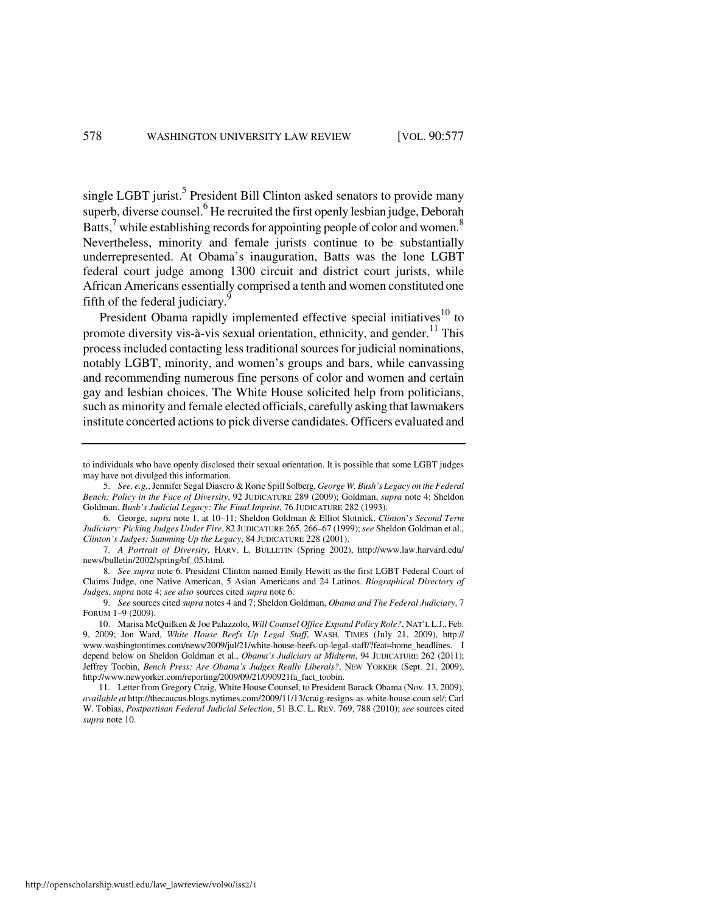single LGBT jurist.[5] President Bill Clinton asked senators to provide many superb, diverse counsel.[6] He recruited the first openly lesbian judge, Deborah Batts,[7] while establishing records for appointing people of color and women.[8] Nevertheless, minority and female jurists continue to be substantially underrepresented. At Obama's inauguration, Batts was the lone LGBT federal court judge among 1300 circuit and district court jurists, while African Americans essentially comprised a tenth and women constituted one fifth of the federal judiciary.[9]

President Obama rapidly implemented effective special initiatives[10] to promote diversity vis-à-vis sexual orientation, ethnicity, and gender.[11] This process included contacting less traditional sources for judicial nominations, notably LGBT, minority, and women's groups and bars, while canvassing and recommending numerous fine persons of color and women and certain gay and lesbian choices. The White House solicited help from politicians, such as minority and female elected officials, carefully asking that lawmakers institute concerted actions to pick diverse candidates. Officers evaluated and

---

to individuals who have openly disclosed their sexual orientation. It is possible that some LGBT judges may have not divulged this information.

5. *See, e.g.*, Jennifer Segal Diascro & Rorie Spill Solberg, *George W. Bush's Legacy on the Federal Bench: Policy in the Face of Diversity*, 92 JUDICATURE 289 (2009); Goldman, *supra* note 4; Sheldon Goldman, *Bush's Judicial Legacy: The Final Imprint*, 76 JUDICATURE 282 (1993).

6. George, *supra* note 1, at 10–11; Sheldon Goldman & Elliot Slotnick, *Clinton's Second Term Judiciary: Picking Judges Under Fire*, 82 JUDICATURE 265, 266–67 (1999); *see* Sheldon Goldman et al., *Clinton's Judges: Summing Up the Legacy*, 84 JUDICATURE 228 (2001).

7. *A Portrait of Diversity*, HARV. L. BULLETIN (Spring 2002), http://www.law.harvard.edu/news/bulletin/2002/spring/bf_05.html.

8. *See supra* note 6. President Clinton named Emily Hewitt as the first LGBT Federal Court of Claims Judge, one Native American, 5 Asian Americans and 24 Latinos. *Biographical Directory of Judges*, *supra* note 4; *see also* sources cited *supra* note 6.

9. *See* sources cited *supra* notes 4 and 7; Sheldon Goldman, *Obama and The Federal Judiciary*, 7 FORUM 1–9 (2009).

10. Marisa McQuilken & Joe Palazzolo, *Will Counsel Office Expand Policy Role?*, NAT'L L.J., Feb. 9, 2009; Jon Ward, *White House Beefs Up Legal Staff*, WASH. TIMES (July 21, 2009), http://www.washingtontimes.com/news/2009/jul/21/white-house-beefs-up-legal-staff/?feat=home_headlines. I depend below on Sheldon Goldman et al., *Obama's Judiciary at Midterm*, 94 JUDICATURE 262 (2011); Jeffrey Toobin, *Bench Press: Are Obama's Judges Really Liberals?*, NEW YORKER (Sept. 21, 2009), http://www.newyorker.com/reporting/2009/09/21/090921fa_fact_toobin.

11. Letter from Gregory Craig, White House Counsel, to President Barack Obama (Nov. 13, 2009), *available at* http://thecaucus.blogs.nytimes.com/2009/11/13/craig-resigns-as-white-house-counsel/; Carl W. Tobias, *Postpartisan Federal Judicial Selection*, 51 B.C. L. REV. 769, 788 (2010); *see* sources cited *supra* note 10.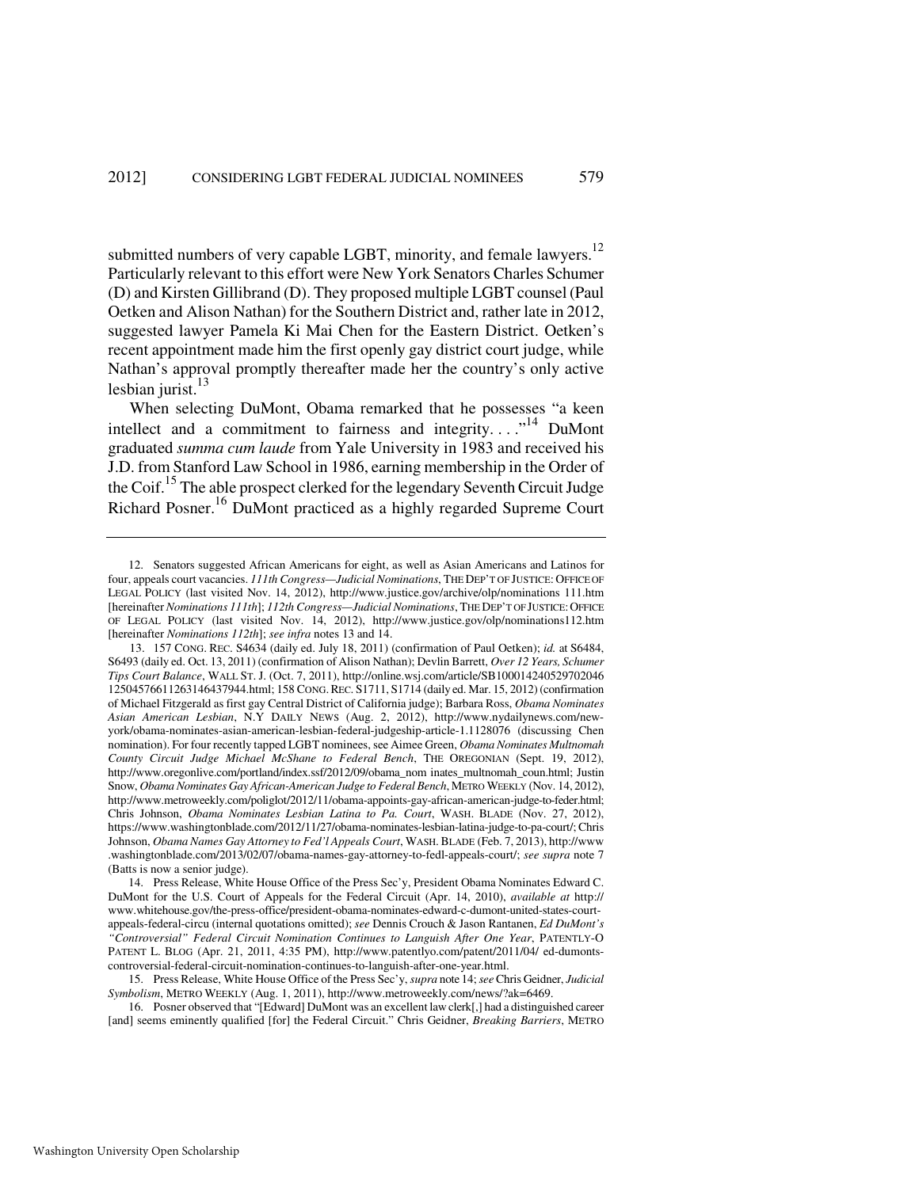submitted numbers of very capable LGBT, minority, and female lawyers.[12] Particularly relevant to this effort were New York Senators Charles Schumer (D) and Kirsten Gillibrand (D). They proposed multiple LGBT counsel (Paul Oetken and Alison Nathan) for the Southern District and, rather late in 2012, suggested lawyer Pamela Ki Mai Chen for the Eastern District. Oetken's recent appointment made him the first openly gay district court judge, while Nathan's approval promptly thereafter made her the country's only active lesbian jurist.[13]

When selecting DuMont, Obama remarked that he possesses "a keen intellect and a commitment to fairness and integrity. . . ."[14] DuMont graduated *summa cum laude* from Yale University in 1983 and received his J.D. from Stanford Law School in 1986, earning membership in the Order of the Coif.[15] The able prospect clerked for the legendary Seventh Circuit Judge Richard Posner.[16] DuMont practiced as a highly regarded Supreme Court

---

12. Senators suggested African Americans for eight, as well as Asian Americans and Latinos for four, appeals court vacancies. *111th Congress—Judicial Nominations*, THE DEP'T OF JUSTICE: OFFICE OF LEGAL POLICY (last visited Nov. 14, 2012), http://www.justice.gov/archive/olp/nominations 111.htm [hereinafter *Nominations 111th*]; *112th Congress—Judicial Nominations*, THE DEP'T OF JUSTICE: OFFICE OF LEGAL POLICY (last visited Nov. 14, 2012), http://www.justice.gov/olp/nominations112.htm [hereinafter *Nominations 112th*]; *see infra* notes 13 and 14.

13. 157 CONG. REC. S4634 (daily ed. July 18, 2011) (confirmation of Paul Oetken); *id.* at S6484, S6493 (daily ed. Oct. 13, 2011) (confirmation of Alison Nathan); Devlin Barrett, *Over 12 Years, Schumer Tips Court Balance*, WALL ST. J. (Oct. 7, 2011), http://online.wsj.com/article/SB100014240529702046 12504576611263146437944.html; 158 CONG. REC. S1711, S1714 (daily ed. Mar. 15, 2012) (confirmation of Michael Fitzgerald as first gay Central District of California judge); Barbara Ross, *Obama Nominates Asian American Lesbian*, N.Y DAILY NEWS (Aug. 2, 2012), http://www.nydailynews.com/new-york/obama-nominates-asian-american-lesbian-federal-judgeship-article-1.1128076 (discussing Chen nomination). For four recently tapped LGBT nominees, see Aimee Green, *Obama Nominates Multnomah County Circuit Judge Michael McShane to Federal Bench*, THE OREGONIAN (Sept. 19, 2012), http://www.oregonlive.com/portland/index.ssf/2012/09/obama_nom inates_multnomah_coun.html; Justin Snow, *Obama Nominates Gay African-American Judge to Federal Bench*, METRO WEEKLY (Nov. 14, 2012), http://www.metroweekly.com/poliglot/2012/11/obama-appoints-gay-african-american-judge-to-feder.html; Chris Johnson, *Obama Nominates Lesbian Latina to Pa. Court*, WASH. BLADE (Nov. 27, 2012), https://www.washingtonblade.com/2012/11/27/obama-nominates-lesbian-latina-judge-to-pa-court/; Chris Johnson, *Obama Names Gay Attorney to Fed'l Appeals Court*, WASH. BLADE (Feb. 7, 2013), http://www .washingtonblade.com/2013/02/07/obama-names-gay-attorney-to-fedl-appeals-court/; *see supra* note 7 (Batts is now a senior judge).

14. Press Release, White House Office of the Press Sec'y, President Obama Nominates Edward C. DuMont for the U.S. Court of Appeals for the Federal Circuit (Apr. 14, 2010), *available at* http:// www.whitehouse.gov/the-press-office/president-obama-nominates-edward-c-dumont-united-states-court-appeals-federal-circu (internal quotations omitted); *see* Dennis Crouch & Jason Rantanen, *Ed DuMont's "Controversial" Federal Circuit Nomination Continues to Languish After One Year*, PATENTLY-O PATENT L. BLOG (Apr. 21, 2011, 4:35 PM), http://www.patentlyo.com/patent/2011/04/ ed-dumonts-controversial-federal-circuit-nomination-continues-to-languish-after-one-year.html.

15. Press Release, White House Office of the Press Sec'y, *supra* note 14; *see* Chris Geidner, *Judicial Symbolism*, METRO WEEKLY (Aug. 1, 2011), http://www.metroweekly.com/news/?ak=6469.

16. Posner observed that "[Edward] DuMont was an excellent law clerk[,] had a distinguished career [and] seems eminently qualified [for] the Federal Circuit." Chris Geidner, *Breaking Barriers*, METRO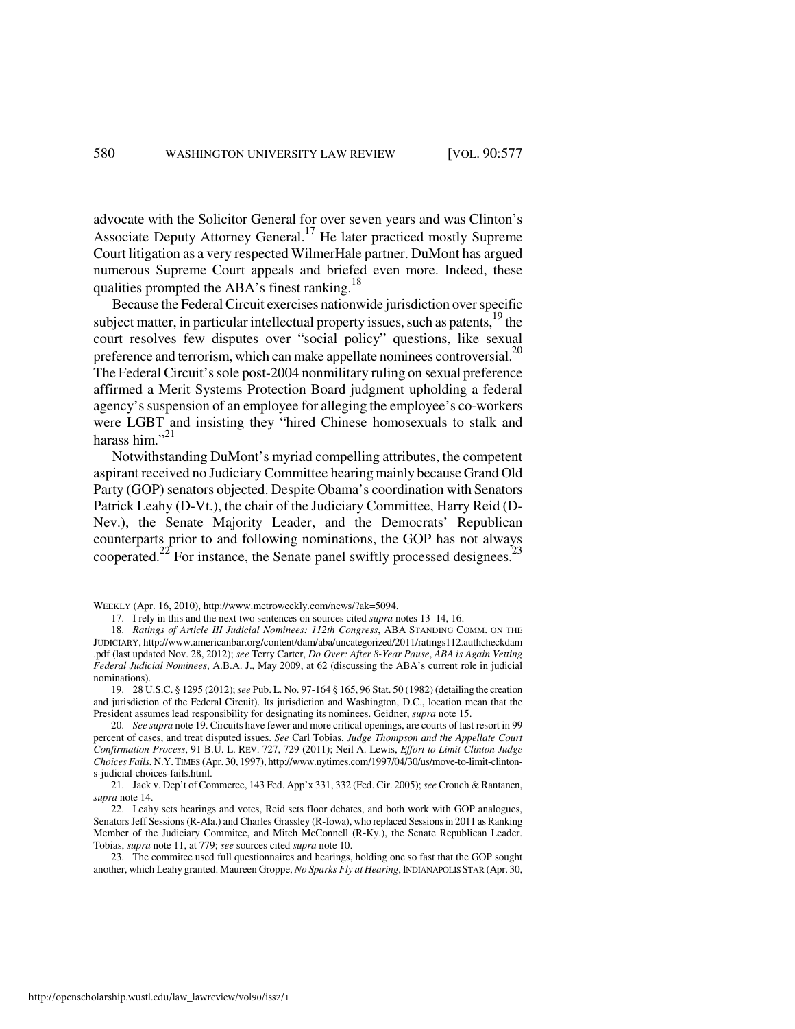advocate with the Solicitor General for over seven years and was Clinton's Associate Deputy Attorney General.[17] He later practiced mostly Supreme Court litigation as a very respected WilmerHale partner. DuMont has argued numerous Supreme Court appeals and briefed even more. Indeed, these qualities prompted the ABA's finest ranking.[18]

Because the Federal Circuit exercises nationwide jurisdiction over specific subject matter, in particular intellectual property issues, such as patents,[19] the court resolves few disputes over "social policy" questions, like sexual preference and terrorism, which can make appellate nominees controversial.[20] The Federal Circuit's sole post-2004 nonmilitary ruling on sexual preference affirmed a Merit Systems Protection Board judgment upholding a federal agency's suspension of an employee for alleging the employee's co-workers were LGBT and insisting they "hired Chinese homosexuals to stalk and harass him."[21]

Notwithstanding DuMont's myriad compelling attributes, the competent aspirant received no Judiciary Committee hearing mainly because Grand Old Party (GOP) senators objected. Despite Obama's coordination with Senators Patrick Leahy (D-Vt.), the chair of the Judiciary Committee, Harry Reid (D-Nev.), the Senate Majority Leader, and the Democrats' Republican counterparts prior to and following nominations, the GOP has not always cooperated.[22] For instance, the Senate panel swiftly processed designees.[23]

---

WEEKLY (Apr. 16, 2010), http://www.metroweekly.com/news/?ak=5094.

17. I rely in this and the next two sentences on sources cited *supra* notes 13–14, 16.

18. *Ratings of Article III Judicial Nominees: 112th Congress*, ABA STANDING COMM. ON THE JUDICIARY, http://www.americanbar.org/content/dam/aba/uncategorized/2011/ratings112.authcheckdam.pdf (last updated Nov. 28, 2012); *see* Terry Carter, *Do Over: After 8-Year Pause*, *ABA is Again Vetting Federal Judicial Nominees*, A.B.A. J., May 2009, at 62 (discussing the ABA's current role in judicial nominations).

19. 28 U.S.C. § 1295 (2012); *see* Pub. L. No. 97-164 § 165, 96 Stat. 50 (1982) (detailing the creation and jurisdiction of the Federal Circuit). Its jurisdiction and Washington, D.C., location mean that the President assumes lead responsibility for designating its nominees. Geidner, *supra* note 15.

20. *See supra* note 19. Circuits have fewer and more critical openings, are courts of last resort in 99 percent of cases, and treat disputed issues. *See* Carl Tobias, *Judge Thompson and the Appellate Court Confirmation Process*, 91 B.U. L. REV. 727, 729 (2011); Neil A. Lewis, *Effort to Limit Clinton Judge Choices Fails*, N.Y. TIMES (Apr. 30, 1997), http://www.nytimes.com/1997/04/30/us/move-to-limit-clinton-s-judicial-choices-fails.html.

21. Jack v. Dep't of Commerce, 143 Fed. App'x 331, 332 (Fed. Cir. 2005); *see* Crouch & Rantanen, *supra* note 14.

22. Leahy sets hearings and votes, Reid sets floor debates, and both work with GOP analogues, Senators Jeff Sessions (R-Ala.) and Charles Grassley (R-Iowa), who replaced Sessions in 2011 as Ranking Member of the Judiciary Commitee, and Mitch McConnell (R-Ky.), the Senate Republican Leader. Tobias, *supra* note 11, at 779; *see* sources cited *supra* note 10.

23. The commitee used full questionnaires and hearings, holding one so fast that the GOP sought another, which Leahy granted. Maureen Groppe, *No Sparks Fly at Hearing*, INDIANAPOLIS STAR (Apr. 30,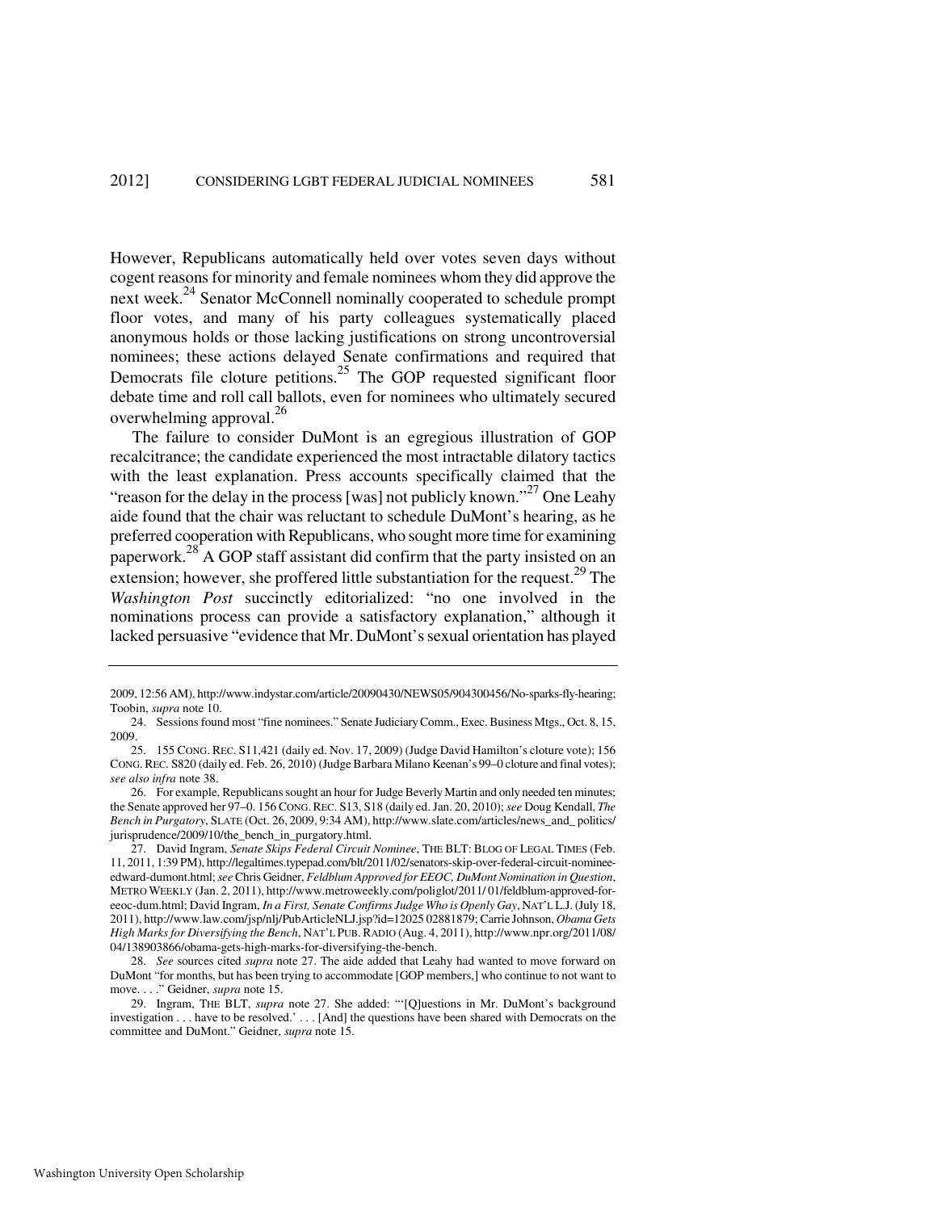However, Republicans automatically held over votes seven days without cogent reasons for minority and female nominees whom they did approve the next week.[24] Senator McConnell nominally cooperated to schedule prompt floor votes, and many of his party colleagues systematically placed anonymous holds or those lacking justifications on strong uncontroversial nominees; these actions delayed Senate confirmations and required that Democrats file cloture petitions.[25] The GOP requested significant floor debate time and roll call ballots, even for nominees who ultimately secured overwhelming approval.[26]

The failure to consider DuMont is an egregious illustration of GOP recalcitrance; the candidate experienced the most intractable dilatory tactics with the least explanation. Press accounts specifically claimed that the "reason for the delay in the process [was] not publicly known."[27] One Leahy aide found that the chair was reluctant to schedule DuMont's hearing, as he preferred cooperation with Republicans, who sought more time for examining paperwork.[28] A GOP staff assistant did confirm that the party insisted on an extension; however, she proffered little substantiation for the request.[29] The *Washington Post* succinctly editorialized: "no one involved in the nominations process can provide a satisfactory explanation," although it lacked persuasive "evidence that Mr. DuMont's sexual orientation has played

---

2009, 12:56 AM), http://www.indystar.com/article/20090430/NEWS05/904300456/No-sparks-fly-hearing; Toobin, *supra* note 10.

24. Sessions found most "fine nominees." Senate Judiciary Comm., Exec. Business Mtgs., Oct. 8, 15, 2009.

25. 155 CONG. REC. S11,421 (daily ed. Nov. 17, 2009) (Judge David Hamilton's cloture vote); 156 CONG. REC. S820 (daily ed. Feb. 26, 2010) (Judge Barbara Milano Keenan's 99–0 cloture and final votes); *see also infra* note 38.

26. For example, Republicans sought an hour for Judge Beverly Martin and only needed ten minutes; the Senate approved her 97–0. 156 CONG. REC. S13, S18 (daily ed. Jan. 20, 2010); *see* Doug Kendall, *The Bench in Purgatory*, SLATE (Oct. 26, 2009, 9:34 AM), http://www.slate.com/articles/news_and_politics/jurisprudence/2009/10/the_bench_in_purgatory.html.

27. David Ingram, *Senate Skips Federal Circuit Nominee*, THE BLT: BLOG OF LEGAL TIMES (Feb. 11, 2011, 1:39 PM), http://legaltimes.typepad.com/blt/2011/02/senators-skip-over-federal-circuit-nominee-edward-dumont.html; *see* Chris Geidner, *Feldblum Approved for EEOC, DuMont Nomination in Question*, METRO WEEKLY (Jan. 2, 2011), http://www.metroweekly.com/poliglot/2011/01/feldblum-approved-for-eeoc-dum.html; David Ingram, *In a First, Senate Confirms Judge Who is Openly Gay*, NAT'L L.J. (July 18, 2011), http://www.law.com/jsp/nlj/PubArticleNLJ.jsp?id=12025 02881879; Carrie Johnson, *Obama Gets High Marks for Diversifying the Bench*, NAT'L PUB. RADIO (Aug. 4, 2011), http://www.npr.org/2011/08/04/138903866/obama-gets-high-marks-for-diversifying-the-bench.

28. *See* sources cited *supra* note 27. The aide added that Leahy had wanted to move forward on DuMont "for months, but has been trying to accommodate [GOP members,] who continue to not want to move. . . ." Geidner, *supra* note 15.

29. Ingram, THE BLT, *supra* note 27. She added: "'[Q]uestions in Mr. DuMont's background investigation . . . have to be resolved.' . . . [And] the questions have been shared with Democrats on the committee and DuMont." Geidner, *supra* note 15.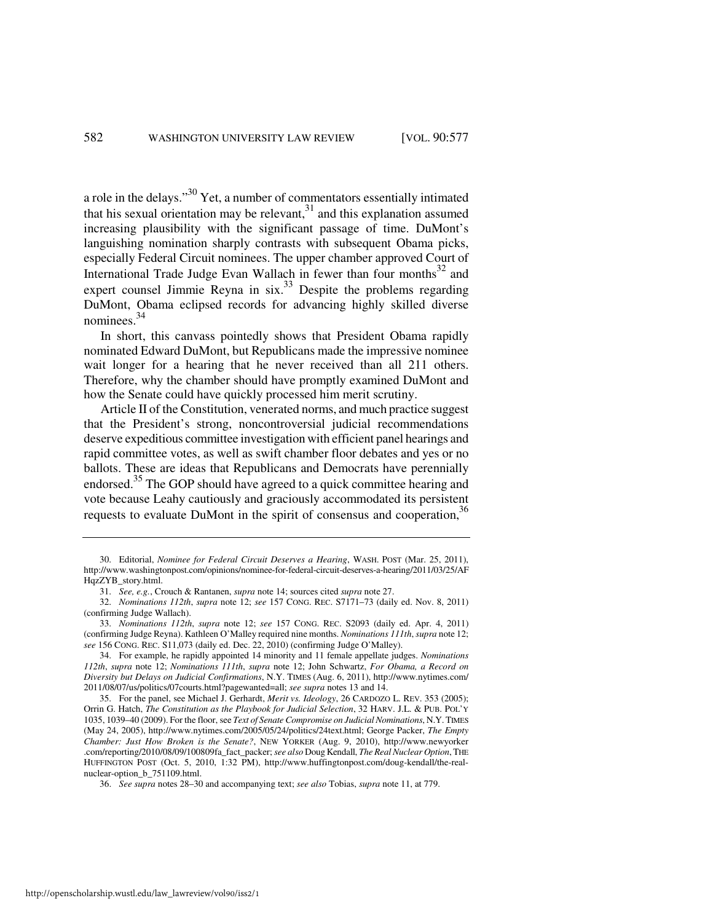a role in the delays."[30] Yet, a number of commentators essentially intimated that his sexual orientation may be relevant,[31] and this explanation assumed increasing plausibility with the significant passage of time. DuMont's languishing nomination sharply contrasts with subsequent Obama picks, especially Federal Circuit nominees. The upper chamber approved Court of International Trade Judge Evan Wallach in fewer than four months[32] and expert counsel Jimmie Reyna in six.[33] Despite the problems regarding DuMont, Obama eclipsed records for advancing highly skilled diverse nominees.[34]

In short, this canvass pointedly shows that President Obama rapidly nominated Edward DuMont, but Republicans made the impressive nominee wait longer for a hearing that he never received than all 211 others. Therefore, why the chamber should have promptly examined DuMont and how the Senate could have quickly processed him merit scrutiny.

Article II of the Constitution, venerated norms, and much practice suggest that the President's strong, noncontroversial judicial recommendations deserve expeditious committee investigation with efficient panel hearings and rapid committee votes, as well as swift chamber floor debates and yes or no ballots. These are ideas that Republicans and Democrats have perennially endorsed.[35] The GOP should have agreed to a quick committee hearing and vote because Leahy cautiously and graciously accommodated its persistent requests to evaluate DuMont in the spirit of consensus and cooperation,[36]

---

30. Editorial, *Nominee for Federal Circuit Deserves a Hearing*, WASH. POST (Mar. 25, 2011), http://www.washingtonpost.com/opinions/nominee-for-federal-circuit-deserves-a-hearing/2011/03/25/AFHqzZYB_story.html.

31. *See, e.g.*, Crouch & Rantanen, *supra* note 14; sources cited *supra* note 27.

32. *Nominations 112th*, *supra* note 12; *see* 157 CONG. REC. S7171–73 (daily ed. Nov. 8, 2011) (confirming Judge Wallach).

33. *Nominations 112th*, *supra* note 12; *see* 157 CONG. REC. S2093 (daily ed. Apr. 4, 2011) (confirming Judge Reyna). Kathleen O'Malley required nine months. *Nominations 111th*, *supra* note 12; *see* 156 CONG. REC. S11,073 (daily ed. Dec. 22, 2010) (confirming Judge O'Malley).

34. For example, he rapidly appointed 14 minority and 11 female appellate judges. *Nominations 112th*, *supra* note 12; *Nominations 111th*, *supra* note 12; John Schwartz, *For Obama, a Record on Diversity but Delays on Judicial Confirmations*, N.Y. TIMES (Aug. 6, 2011), http://www.nytimes.com/2011/08/07/us/politics/07courts.html?pagewanted=all; *see supra* notes 13 and 14.

35. For the panel, see Michael J. Gerhardt, *Merit vs. Ideology*, 26 CARDOZO L. REV. 353 (2005); Orrin G. Hatch, *The Constitution as the Playbook for Judicial Selection*, 32 HARV. J.L. & PUB. POL'Y 1035, 1039–40 (2009). For the floor, see *Text of Senate Compromise on Judicial Nominations*, N.Y. TIMES (May 24, 2005), http://www.nytimes.com/2005/05/24/politics/24text.html; George Packer, *The Empty Chamber: Just How Broken is the Senate?*, NEW YORKER (Aug. 9, 2010), http://www.newyorker.com/reporting/2010/08/09/100809fa_fact_packer; *see also* Doug Kendall, *The Real Nuclear Option*, THE HUFFINGTON POST (Oct. 5, 2010, 1:32 PM), http://www.huffingtonpost.com/doug-kendall/the-real-nuclear-option_b_751109.html.

36. *See supra* notes 28–30 and accompanying text; *see also* Tobias, *supra* note 11, at 779.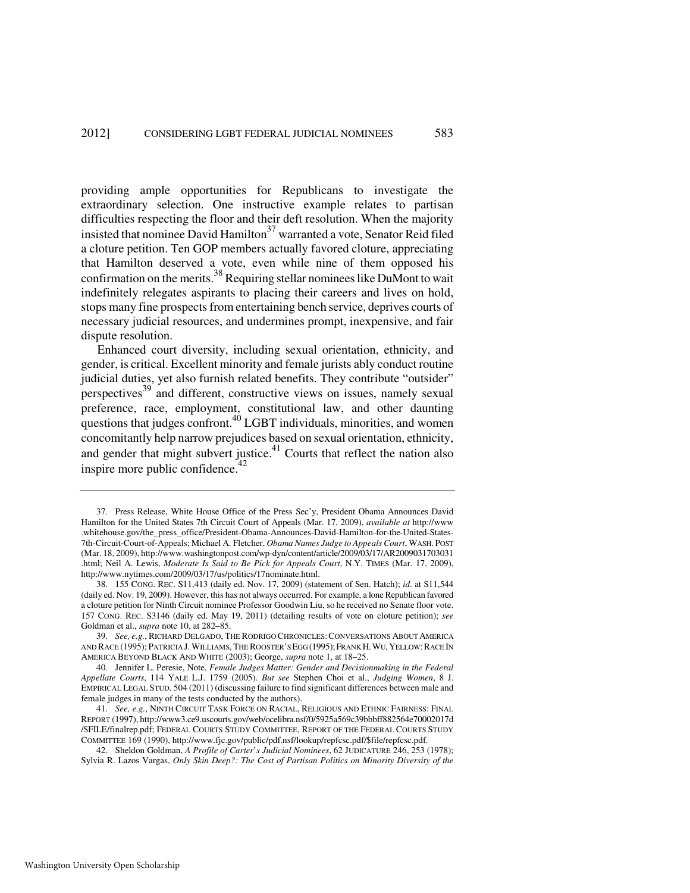providing ample opportunities for Republicans to investigate the extraordinary selection. One instructive example relates to partisan difficulties respecting the floor and their deft resolution. When the majority insisted that nominee David Hamilton[37] warranted a vote, Senator Reid filed a cloture petition. Ten GOP members actually favored cloture, appreciating that Hamilton deserved a vote, even while nine of them opposed his confirmation on the merits.[38] Requiring stellar nominees like DuMont to wait indefinitely relegates aspirants to placing their careers and lives on hold, stops many fine prospects from entertaining bench service, deprives courts of necessary judicial resources, and undermines prompt, inexpensive, and fair dispute resolution.

Enhanced court diversity, including sexual orientation, ethnicity, and gender, is critical. Excellent minority and female jurists ably conduct routine judicial duties, yet also furnish related benefits. They contribute "outsider" perspectives[39] and different, constructive views on issues, namely sexual preference, race, employment, constitutional law, and other daunting questions that judges confront.[40] LGBT individuals, minorities, and women concomitantly help narrow prejudices based on sexual orientation, ethnicity, and gender that might subvert justice.[41] Courts that reflect the nation also inspire more public confidence.[42]

---

37. Press Release, White House Office of the Press Sec'y, President Obama Announces David Hamilton for the United States 7th Circuit Court of Appeals (Mar. 17, 2009), *available at* http://www.whitehouse.gov/the_press_office/President-Obama-Announces-David-Hamilton-for-the-United-States-7th-Circuit-Court-of-Appeals; Michael A. Fletcher, *Obama Names Judge to Appeals Court*, WASH. POST (Mar. 18, 2009), http://www.washingtonpost.com/wp-dyn/content/article/2009/03/17/AR2009031703031.html; Neil A. Lewis, *Moderate Is Said to Be Pick for Appeals Court*, N.Y. TIMES (Mar. 17, 2009), http://www.nytimes.com/2009/03/17/us/politics/17nominate.html.

38. 155 CONG. REC. S11,413 (daily ed. Nov. 17, 2009) (statement of Sen. Hatch); *id*. at S11,544 (daily ed. Nov. 19, 2009). However, this has not always occurred. For example, a lone Republican favored a cloture petition for Ninth Circuit nominee Professor Goodwin Liu, so he received no Senate floor vote. 157 CONG. REC. S3146 (daily ed. May 19, 2011) (detailing results of vote on cloture petition); *see* Goldman et al., *supra* note 10, at 282–85.

39. *See, e.g.*, RICHARD DELGADO, THE RODRIGO CHRONICLES: CONVERSATIONS ABOUT AMERICA AND RACE (1995); PATRICIA J. WILLIAMS, THE ROOSTER'S EGG (1995); FRANK H. WU, YELLOW: RACE IN AMERICA BEYOND BLACK AND WHITE (2003); George, *supra* note 1, at 18–25.

40. Jennifer L. Peresie, Note, *Female Judges Matter: Gender and Decisionmaking in the Federal Appellate Courts*, 114 YALE L.J. 1759 (2005). *But see* Stephen Choi et al., *Judging Women*, 8 J. EMPIRICAL LEGAL STUD. 504 (2011) (discussing failure to find significant differences between male and female judges in many of the tests conducted by the authors).

41. *See, e.g.*, NINTH CIRCUIT TASK FORCE ON RACIAL, RELIGIOUS AND ETHNIC FAIRNESS: FINAL REPORT (1997), http://www3.ce9.uscourts.gov/web/ocelibra.nsf/0/5925a569c39bbbff882564e70002017d/$FILE/finalrep.pdf; FEDERAL COURTS STUDY COMMITTEE, REPORT OF THE FEDERAL COURTS STUDY COMMITTEE 169 (1990), http://www.fjc.gov/public/pdf.nsf/lookup/repfcsc.pdf/$file/repfcsc.pdf.

42. Sheldon Goldman, *A Profile of Carter's Judicial Nominees*, 62 JUDICATURE 246, 253 (1978); Sylvia R. Lazos Vargas, *Only Skin Deep?: The Cost of Partisan Politics on Minority Diversity of the*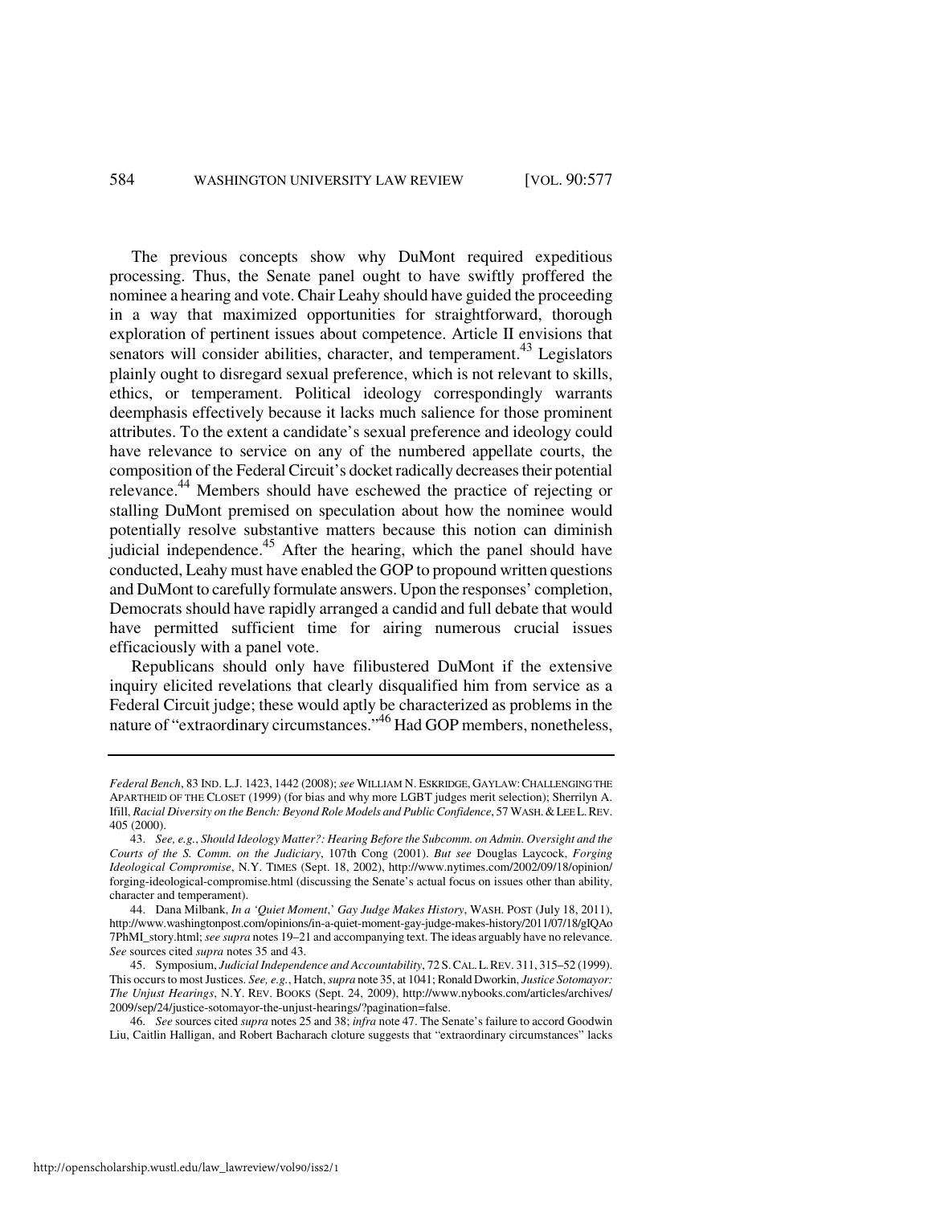The previous concepts show why DuMont required expeditious processing. Thus, the Senate panel ought to have swiftly proffered the nominee a hearing and vote. Chair Leahy should have guided the proceeding in a way that maximized opportunities for straightforward, thorough exploration of pertinent issues about competence. Article II envisions that senators will consider abilities, character, and temperament.[43] Legislators plainly ought to disregard sexual preference, which is not relevant to skills, ethics, or temperament. Political ideology correspondingly warrants deemphasis effectively because it lacks much salience for those prominent attributes. To the extent a candidate's sexual preference and ideology could have relevance to service on any of the numbered appellate courts, the composition of the Federal Circuit's docket radically decreases their potential relevance.[44] Members should have eschewed the practice of rejecting or stalling DuMont premised on speculation about how the nominee would potentially resolve substantive matters because this notion can diminish judicial independence.[45] After the hearing, which the panel should have conducted, Leahy must have enabled the GOP to propound written questions and DuMont to carefully formulate answers. Upon the responses' completion, Democrats should have rapidly arranged a candid and full debate that would have permitted sufficient time for airing numerous crucial issues efficaciously with a panel vote.

Republicans should only have filibustered DuMont if the extensive inquiry elicited revelations that clearly disqualified him from service as a Federal Circuit judge; these would aptly be characterized as problems in the nature of "extraordinary circumstances."[46] Had GOP members, nonetheless,

---

*Federal Bench*, 83 IND. L.J. 1423, 1442 (2008); *see* WILLIAM N. ESKRIDGE, GAYLAW: CHALLENGING THE APARTHEID OF THE CLOSET (1999) (for bias and why more LGBT judges merit selection); Sherrilyn A. Ifill, *Racial Diversity on the Bench: Beyond Role Models and Public Confidence*, 57 WASH. & LEE L. REV. 405 (2000).

43. *See, e.g.*, *Should Ideology Matter?: Hearing Before the Subcomm. on Admin. Oversight and the Courts of the S. Comm. on the Judiciary*, 107th Cong (2001). *But see* Douglas Laycock, *Forging Ideological Compromise*, N.Y. TIMES (Sept. 18, 2002), http://www.nytimes.com/2002/09/18/opinion/forging-ideological-compromise.html (discussing the Senate's actual focus on issues other than ability, character and temperament).

44. Dana Milbank, *In a 'Quiet Moment,' Gay Judge Makes History*, WASH. POST (July 18, 2011), http://www.washingtonpost.com/opinions/in-a-quiet-moment-gay-judge-makes-history/2011/07/18/gIQAo7PhMI_story.html; *see supra* notes 19–21 and accompanying text. The ideas arguably have no relevance. *See* sources cited *supra* notes 35 and 43.

45. Symposium, *Judicial Independence and Accountability*, 72 S. CAL. L. REV. 311, 315–52 (1999). This occurs to most Justices. *See, e.g.*, Hatch, *supra* note 35, at 1041; Ronald Dworkin, *Justice Sotomayor: The Unjust Hearings*, N.Y. REV. BOOKS (Sept. 24, 2009), http://www.nybooks.com/articles/archives/2009/sep/24/justice-sotomayor-the-unjust-hearings/?pagination=false.

46. *See* sources cited *supra* notes 25 and 38; *infra* note 47. The Senate's failure to accord Goodwin Liu, Caitlin Halligan, and Robert Bacharach cloture suggests that "extraordinary circumstances" lacks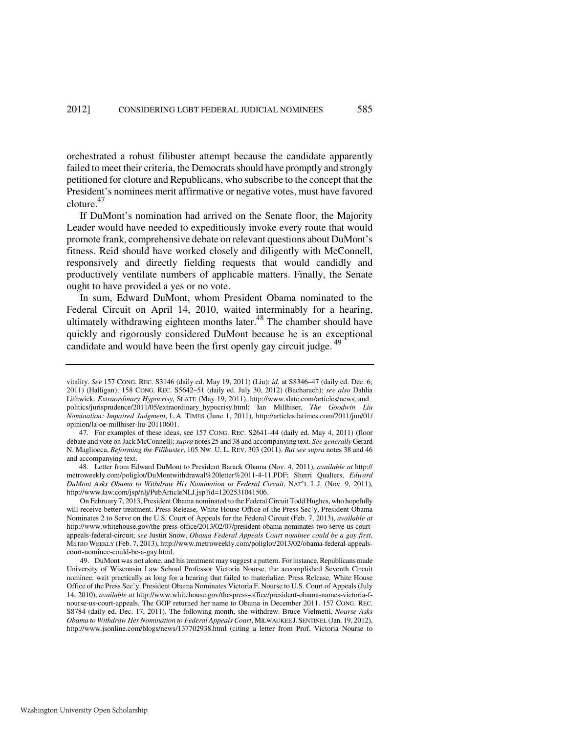orchestrated a robust filibuster attempt because the candidate apparently failed to meet their criteria, the Democrats should have promptly and strongly petitioned for cloture and Republicans, who subscribe to the concept that the President's nominees merit affirmative or negative votes, must have favored cloture.[47]

If DuMont's nomination had arrived on the Senate floor, the Majority Leader would have needed to expeditiously invoke every route that would promote frank, comprehensive debate on relevant questions about DuMont's fitness. Reid should have worked closely and diligently with McConnell, responsively and directly fielding requests that would candidly and productively ventilate numbers of applicable matters. Finally, the Senate ought to have provided a yes or no vote.

In sum, Edward DuMont, whom President Obama nominated to the Federal Circuit on April 14, 2010, waited interminably for a hearing, ultimately withdrawing eighteen months later.[48] The chamber should have quickly and rigorously considered DuMont because he is an exceptional candidate and would have been the first openly gay circuit judge.[49]

---

vitality. *See* 157 CONG. REC. S3146 (daily ed. May 19, 2011) (Liu); *id.* at S8346–47 (daily ed. Dec. 6, 2011) (Halligan); 158 CONG. REC. S5642–51 (daily ed. July 30, 2012) (Bacharach); *see also* Dahlia Lithwick, *Extraordinary Hypocrisy*, SLATE (May 19, 2011), http://www.slate.com/articles/news_and_politics/jurisprudence/2011/05/extraordinary_hypocrisy.html; Ian Millhiser, *The Goodwin Liu Nomination: Impaired Judgment*, L.A. TIMES (June 1, 2011), http://articles.latimes.com/2011/jun/01/opinion/la-oe-millhiser-liu-20110601.

47. For examples of these ideas, see 157 CONG. REC. S2641–44 (daily ed. May 4, 2011) (floor debate and vote on Jack McConnell); *supra* notes 25 and 38 and accompanying text. *See generally* Gerard N. Magliocca, *Reforming the Filibuster*, 105 NW. U. L. REV. 303 (2011). *But see supra* notes 38 and 46 and accompanying text.

48. Letter from Edward DuMont to President Barack Obama (Nov. 4, 2011), *available at* http://metroweekly.com/poliglot/DuMontwithdrawal%20letter%2011-4-11.PDF; Sherri Qualters, *Edward DuMont Asks Obama to Withdraw His Nomination to Federal Circuit*, NAT'L L.J. (Nov. 9, 2011), http://www.law.com/jsp/nlj/PubArticleNLJ.jsp?id=1202531041506.

On February 7, 2013, President Obama nominated to the Federal Circuit Todd Hughes, who hopefully will receive better treatment. Press Release, White House Office of the Press Sec'y, President Obama Nominates 2 to Serve on the U.S. Court of Appeals for the Federal Circuit (Feb. 7, 2013), *available at* http://www.whitehouse.gov/the-press-office/2013/02/07/president-obama-nominates-two-serve-us-court-appeals-federal-circuit; *see* Justin Snow, *Obama Federal Appeals Court nominee could be a gay first*, METRO WEEKLY (Feb. 7, 2013), http://www.metroweekly.com/poliglot/2013/02/obama-federal-appeals-court-nominee-could-be-a-gay.html.

49. DuMont was not alone, and his treatment may suggest a pattern. For instance, Republicans made University of Wisconsin Law School Professor Victoria Nourse, the accomplished Seventh Circuit nominee, wait practically as long for a hearing that failed to materialize. Press Release, White House Office of the Press Sec'y, President Obama Nominates Victoria F. Nourse to U.S. Court of Appeals (July 14, 2010), *available at* http://www.whitehouse.gov/the-press-office/president-obama-names-victoria-f-nourse-us-court-appeals. The GOP returned her name to Obama in December 2011. 157 CONG. REC. S8784 (daily ed. Dec. 17, 2011). The following month, she withdrew. Bruce Vielmetti, *Nourse Asks Obama to Withdraw Her Nomination to Federal Appeals Court*, MILWAUKEE J. SENTINEL (Jan. 19, 2012), http://www.jsonline.com/blogs/news/137702938.html (citing a letter from Prof. Victoria Nourse to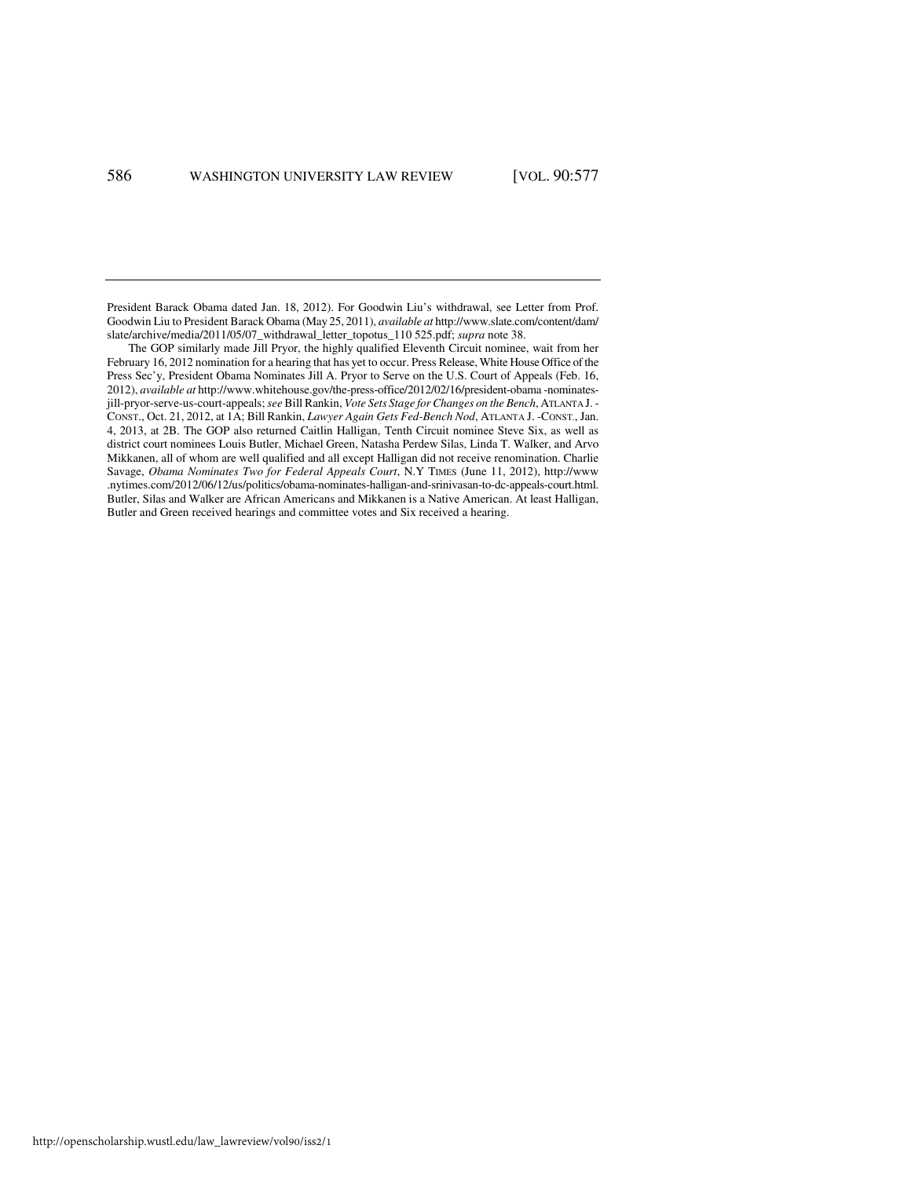President Barack Obama dated Jan. 18, 2012). For Goodwin Liu's withdrawal, see Letter from Prof. Goodwin Liu to President Barack Obama (May 25, 2011), *available at* http://www.slate.com/content/dam/slate/archive/media/2011/05/07_withdrawal_letter_topotus_110 525.pdf; *supra* note 38.

The GOP similarly made Jill Pryor, the highly qualified Eleventh Circuit nominee, wait from her February 16, 2012 nomination for a hearing that has yet to occur. Press Release, White House Office of the Press Sec'y, President Obama Nominates Jill A. Pryor to Serve on the U.S. Court of Appeals (Feb. 16, 2012), *available at* http://www.whitehouse.gov/the-press-office/2012/02/16/president-obama -nominates-jill-pryor-serve-us-court-appeals; *see* Bill Rankin, *Vote Sets Stage for Changes on the Bench*, ATLANTA J.-CONST., Oct. 21, 2012, at 1A; Bill Rankin, *Lawyer Again Gets Fed-Bench Nod*, ATLANTA J.-CONST., Jan. 4, 2013, at 2B. The GOP also returned Caitlin Halligan, Tenth Circuit nominee Steve Six, as well as district court nominees Louis Butler, Michael Green, Natasha Perdew Silas, Linda T. Walker, and Arvo Mikkanen, all of whom are well qualified and all except Halligan did not receive renomination. Charlie Savage, *Obama Nominates Two for Federal Appeals Court*, N.Y TIMES (June 11, 2012), http://www.nytimes.com/2012/06/12/us/politics/obama-nominates-halligan-and-srinivasan-to-dc-appeals-court.html. Butler, Silas and Walker are African Americans and Mikkanen is a Native American. At least Halligan, Butler and Green received hearings and committee votes and Six received a hearing.